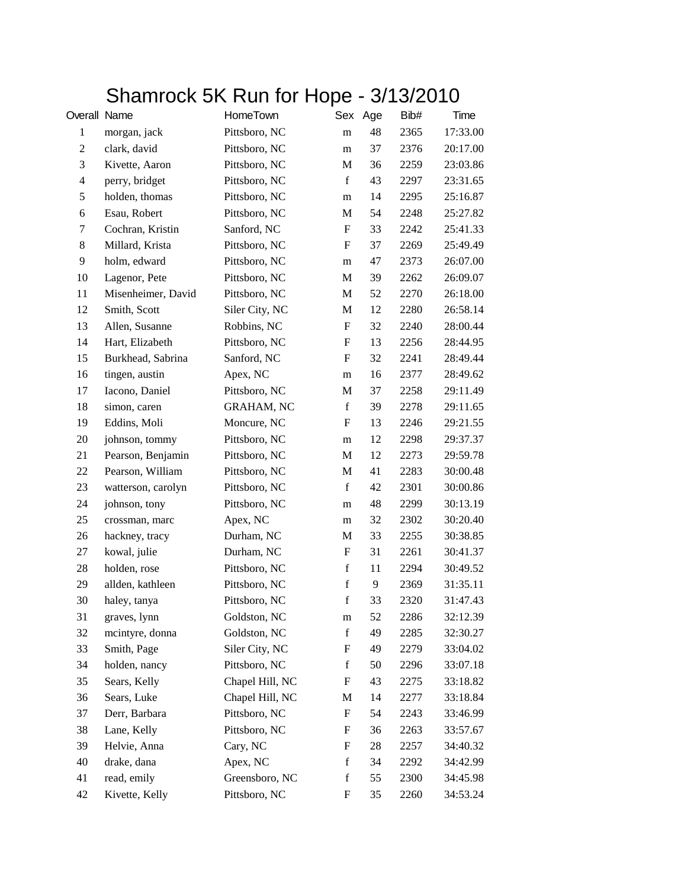# Shamrock 5K Run for Hope - 3/13/2010

| Overall | Name | HomeTown | Sex | Age | Bib# | Time |
|---|---|---|---|---|---|---|
| 1 | morgan, jack | Pittsboro, NC | m | 48 | 2365 | 17:33.00 |
| 2 | clark, david | Pittsboro, NC | m | 37 | 2376 | 20:17.00 |
| 3 | Kivette, Aaron | Pittsboro, NC | M | 36 | 2259 | 23:03.86 |
| 4 | perry, bridget | Pittsboro, NC | f | 43 | 2297 | 23:31.65 |
| 5 | holden, thomas | Pittsboro, NC | m | 14 | 2295 | 25:16.87 |
| 6 | Esau, Robert | Pittsboro, NC | M | 54 | 2248 | 25:27.82 |
| 7 | Cochran, Kristin | Sanford, NC | F | 33 | 2242 | 25:41.33 |
| 8 | Millard, Krista | Pittsboro, NC | F | 37 | 2269 | 25:49.49 |
| 9 | holm, edward | Pittsboro, NC | m | 47 | 2373 | 26:07.00 |
| 10 | Lagenor, Pete | Pittsboro, NC | M | 39 | 2262 | 26:09.07 |
| 11 | Misenheimer, David | Pittsboro, NC | M | 52 | 2270 | 26:18.00 |
| 12 | Smith, Scott | Siler City, NC | M | 12 | 2280 | 26:58.14 |
| 13 | Allen, Susanne | Robbins, NC | F | 32 | 2240 | 28:00.44 |
| 14 | Hart, Elizabeth | Pittsboro, NC | F | 13 | 2256 | 28:44.95 |
| 15 | Burkhead, Sabrina | Sanford, NC | F | 32 | 2241 | 28:49.44 |
| 16 | tingen, austin | Apex, NC | m | 16 | 2377 | 28:49.62 |
| 17 | Iacono, Daniel | Pittsboro, NC | M | 37 | 2258 | 29:11.49 |
| 18 | simon, caren | GRAHAM, NC | f | 39 | 2278 | 29:11.65 |
| 19 | Eddins, Moli | Moncure, NC | F | 13 | 2246 | 29:21.55 |
| 20 | johnson, tommy | Pittsboro, NC | m | 12 | 2298 | 29:37.37 |
| 21 | Pearson, Benjamin | Pittsboro, NC | M | 12 | 2273 | 29:59.78 |
| 22 | Pearson, William | Pittsboro, NC | M | 41 | 2283 | 30:00.48 |
| 23 | watterson, carolyn | Pittsboro, NC | f | 42 | 2301 | 30:00.86 |
| 24 | johnson, tony | Pittsboro, NC | m | 48 | 2299 | 30:13.19 |
| 25 | crossman, marc | Apex, NC | m | 32 | 2302 | 30:20.40 |
| 26 | hackney, tracy | Durham, NC | M | 33 | 2255 | 30:38.85 |
| 27 | kowal, julie | Durham, NC | F | 31 | 2261 | 30:41.37 |
| 28 | holden, rose | Pittsboro, NC | f | 11 | 2294 | 30:49.52 |
| 29 | allden, kathleen | Pittsboro, NC | f | 9 | 2369 | 31:35.11 |
| 30 | haley, tanya | Pittsboro, NC | f | 33 | 2320 | 31:47.43 |
| 31 | graves, lynn | Goldston, NC | m | 52 | 2286 | 32:12.39 |
| 32 | mcintyre, donna | Goldston, NC | f | 49 | 2285 | 32:30.27 |
| 33 | Smith, Page | Siler City, NC | F | 49 | 2279 | 33:04.02 |
| 34 | holden, nancy | Pittsboro, NC | f | 50 | 2296 | 33:07.18 |
| 35 | Sears, Kelly | Chapel Hill, NC | F | 43 | 2275 | 33:18.82 |
| 36 | Sears, Luke | Chapel Hill, NC | M | 14 | 2277 | 33:18.84 |
| 37 | Derr, Barbara | Pittsboro, NC | F | 54 | 2243 | 33:46.99 |
| 38 | Lane, Kelly | Pittsboro, NC | F | 36 | 2263 | 33:57.67 |
| 39 | Helvie, Anna | Cary, NC | F | 28 | 2257 | 34:40.32 |
| 40 | drake, dana | Apex, NC | f | 34 | 2292 | 34:42.99 |
| 41 | read, emily | Greensboro, NC | f | 55 | 2300 | 34:45.98 |
| 42 | Kivette, Kelly | Pittsboro, NC | F | 35 | 2260 | 34:53.24 |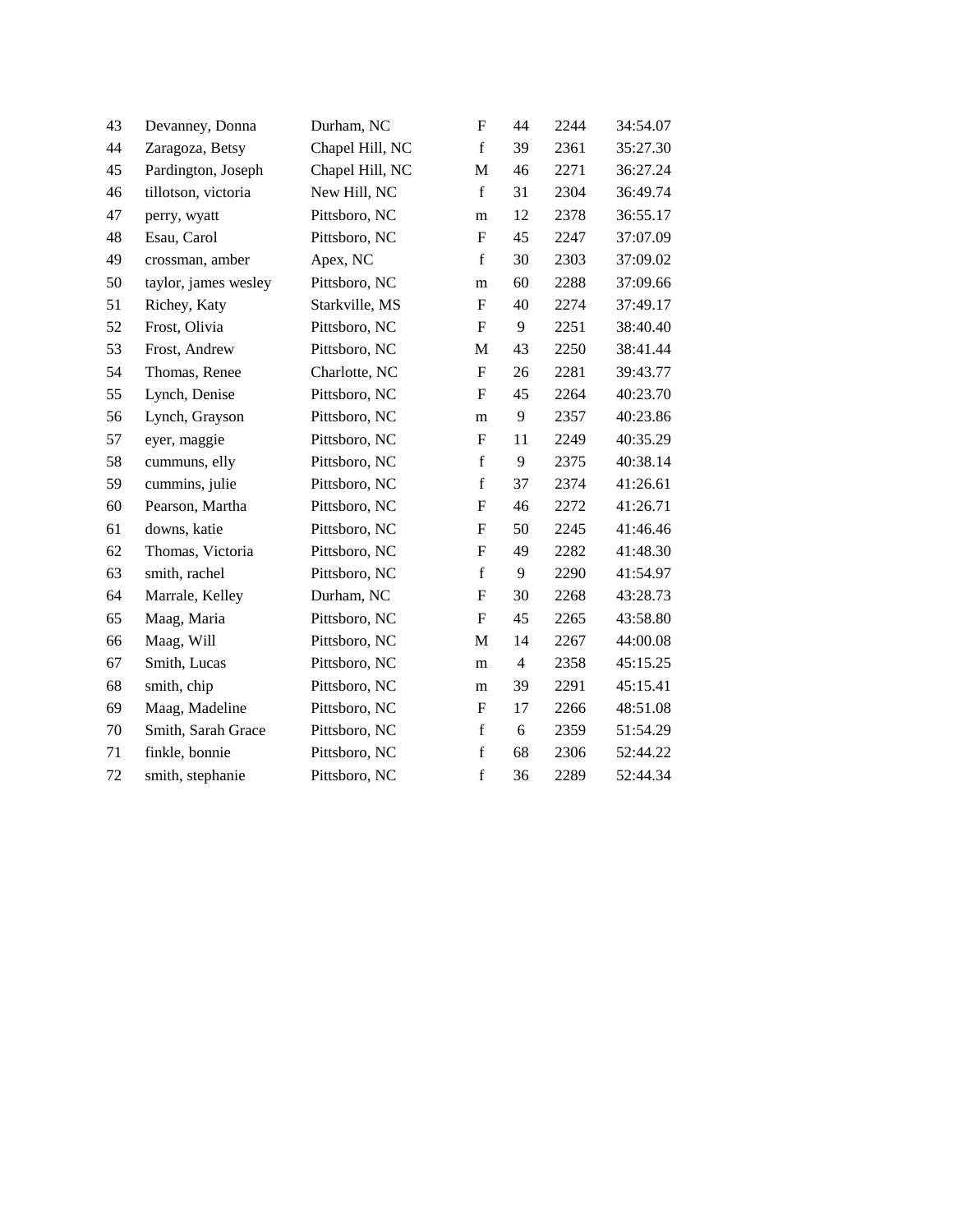| | | | | | | |
|---|---|---|---|---|---|---|
| 43 | Devanney, Donna | Durham, NC | F | 44 | 2244 | 34:54.07 |
| 44 | Zaragoza, Betsy | Chapel Hill, NC | f | 39 | 2361 | 35:27.30 |
| 45 | Pardington, Joseph | Chapel Hill, NC | M | 46 | 2271 | 36:27.24 |
| 46 | tillotson, victoria | New Hill, NC | f | 31 | 2304 | 36:49.74 |
| 47 | perry, wyatt | Pittsboro, NC | m | 12 | 2378 | 36:55.17 |
| 48 | Esau, Carol | Pittsboro, NC | F | 45 | 2247 | 37:07.09 |
| 49 | crossman, amber | Apex, NC | f | 30 | 2303 | 37:09.02 |
| 50 | taylor, james wesley | Pittsboro, NC | m | 60 | 2288 | 37:09.66 |
| 51 | Richey, Katy | Starkville, MS | F | 40 | 2274 | 37:49.17 |
| 52 | Frost, Olivia | Pittsboro, NC | F | 9 | 2251 | 38:40.40 |
| 53 | Frost, Andrew | Pittsboro, NC | M | 43 | 2250 | 38:41.44 |
| 54 | Thomas, Renee | Charlotte, NC | F | 26 | 2281 | 39:43.77 |
| 55 | Lynch, Denise | Pittsboro, NC | F | 45 | 2264 | 40:23.70 |
| 56 | Lynch, Grayson | Pittsboro, NC | m | 9 | 2357 | 40:23.86 |
| 57 | eyer, maggie | Pittsboro, NC | F | 11 | 2249 | 40:35.29 |
| 58 | cummuns, elly | Pittsboro, NC | f | 9 | 2375 | 40:38.14 |
| 59 | cummins, julie | Pittsboro, NC | f | 37 | 2374 | 41:26.61 |
| 60 | Pearson, Martha | Pittsboro, NC | F | 46 | 2272 | 41:26.71 |
| 61 | downs, katie | Pittsboro, NC | F | 50 | 2245 | 41:46.46 |
| 62 | Thomas, Victoria | Pittsboro, NC | F | 49 | 2282 | 41:48.30 |
| 63 | smith, rachel | Pittsboro, NC | f | 9 | 2290 | 41:54.97 |
| 64 | Marrale, Kelley | Durham, NC | F | 30 | 2268 | 43:28.73 |
| 65 | Maag, Maria | Pittsboro, NC | F | 45 | 2265 | 43:58.80 |
| 66 | Maag, Will | Pittsboro, NC | M | 14 | 2267 | 44:00.08 |
| 67 | Smith, Lucas | Pittsboro, NC | m | 4 | 2358 | 45:15.25 |
| 68 | smith, chip | Pittsboro, NC | m | 39 | 2291 | 45:15.41 |
| 69 | Maag, Madeline | Pittsboro, NC | F | 17 | 2266 | 48:51.08 |
| 70 | Smith, Sarah Grace | Pittsboro, NC | f | 6 | 2359 | 51:54.29 |
| 71 | finkle, bonnie | Pittsboro, NC | f | 68 | 2306 | 52:44.22 |
| 72 | smith, stephanie | Pittsboro, NC | f | 36 | 2289 | 52:44.34 |